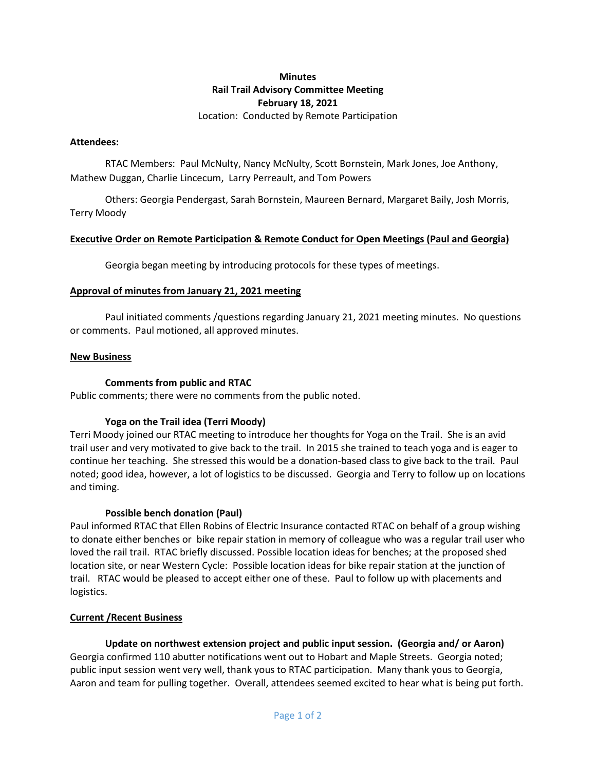**Minutes**
**Rail Trail Advisory Committee Meeting**
**February 18, 2021**
Location: Conducted by Remote Participation

**Attendees:**

RTAC Members: Paul McNulty, Nancy McNulty, Scott Bornstein, Mark Jones, Joe Anthony, Mathew Duggan, Charlie Lincecum, Larry Perreault, and Tom Powers

Others: Georgia Pendergast, Sarah Bornstein, Maureen Bernard, Margaret Baily, Josh Morris, Terry Moody

**Executive Order on Remote Participation & Remote Conduct for Open Meetings (Paul and Georgia)**

Georgia began meeting by introducing protocols for these types of meetings.

**Approval of minutes from January 21, 2021 meeting**

Paul initiated comments /questions regarding January 21, 2021 meeting minutes. No questions or comments. Paul motioned, all approved minutes.

**New Business**

**Comments from public and RTAC**

Public comments; there were no comments from the public noted.

**Yoga on the Trail idea (Terri Moody)**

Terri Moody joined our RTAC meeting to introduce her thoughts for Yoga on the Trail. She is an avid trail user and very motivated to give back to the trail. In 2015 she trained to teach yoga and is eager to continue her teaching. She stressed this would be a donation-based class to give back to the trail. Paul noted; good idea, however, a lot of logistics to be discussed. Georgia and Terry to follow up on locations and timing.

**Possible bench donation (Paul)**

Paul informed RTAC that Ellen Robins of Electric Insurance contacted RTAC on behalf of a group wishing to donate either benches or bike repair station in memory of colleague who was a regular trail user who loved the rail trail. RTAC briefly discussed. Possible location ideas for benches; at the proposed shed location site, or near Western Cycle: Possible location ideas for bike repair station at the junction of trail. RTAC would be pleased to accept either one of these. Paul to follow up with placements and logistics.

**Current /Recent Business**

**Update on northwest extension project and public input session. (Georgia and/ or Aaron)**

Georgia confirmed 110 abutter notifications went out to Hobart and Maple Streets. Georgia noted; public input session went very well, thank yous to RTAC participation. Many thank yous to Georgia, Aaron and team for pulling together. Overall, attendees seemed excited to hear what is being put forth.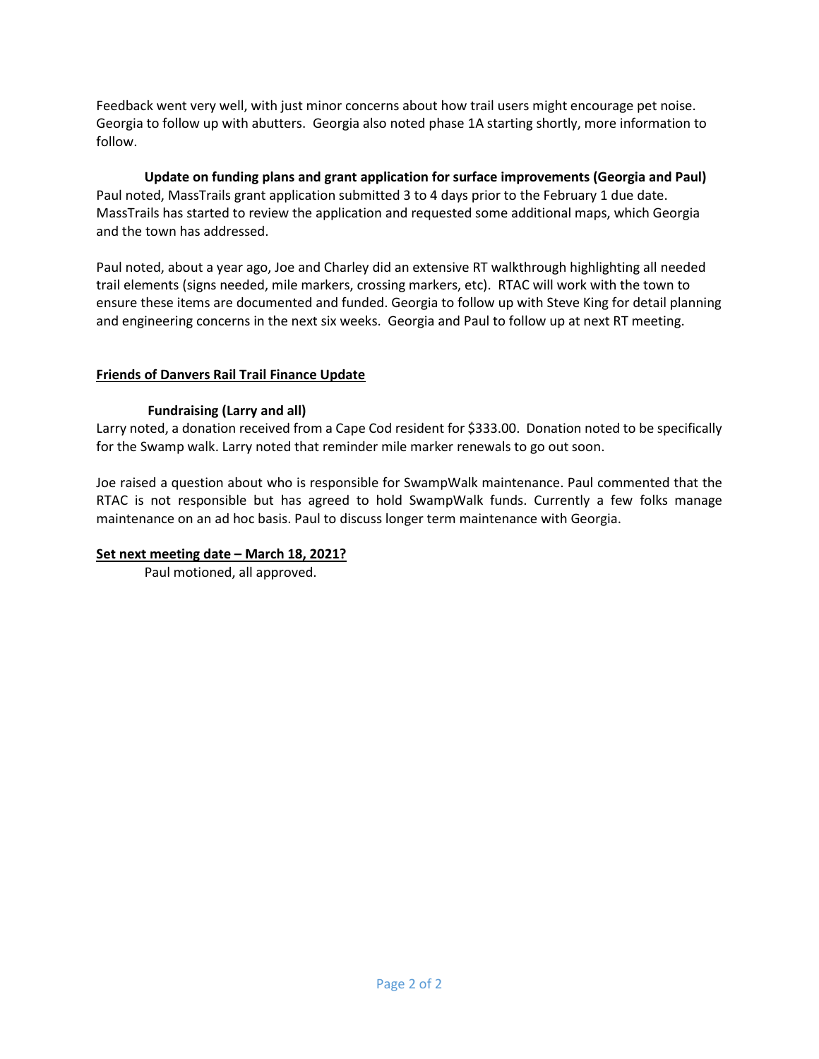Feedback went very well, with just minor concerns about how trail users might encourage pet noise. Georgia to follow up with abutters. Georgia also noted phase 1A starting shortly, more information to follow.

**Update on funding plans and grant application for surface improvements (Georgia and Paul)**

Paul noted, MassTrails grant application submitted 3 to 4 days prior to the February 1 due date. MassTrails has started to review the application and requested some additional maps, which Georgia and the town has addressed.

Paul noted, about a year ago, Joe and Charley did an extensive RT walkthrough highlighting all needed trail elements (signs needed, mile markers, crossing markers, etc). RTAC will work with the town to ensure these items are documented and funded. Georgia to follow up with Steve King for detail planning and engineering concerns in the next six weeks. Georgia and Paul to follow up at next RT meeting.

## Friends of Danvers Rail Trail Finance Update

**Fundraising (Larry and all)**

Larry noted, a donation received from a Cape Cod resident for $333.00. Donation noted to be specifically for the Swamp walk. Larry noted that reminder mile marker renewals to go out soon.

Joe raised a question about who is responsible for SwampWalk maintenance. Paul commented that the RTAC is not responsible but has agreed to hold SwampWalk funds. Currently a few folks manage maintenance on an ad hoc basis. Paul to discuss longer term maintenance with Georgia.

## Set next meeting date – March 18, 2021?

Paul motioned, all approved.